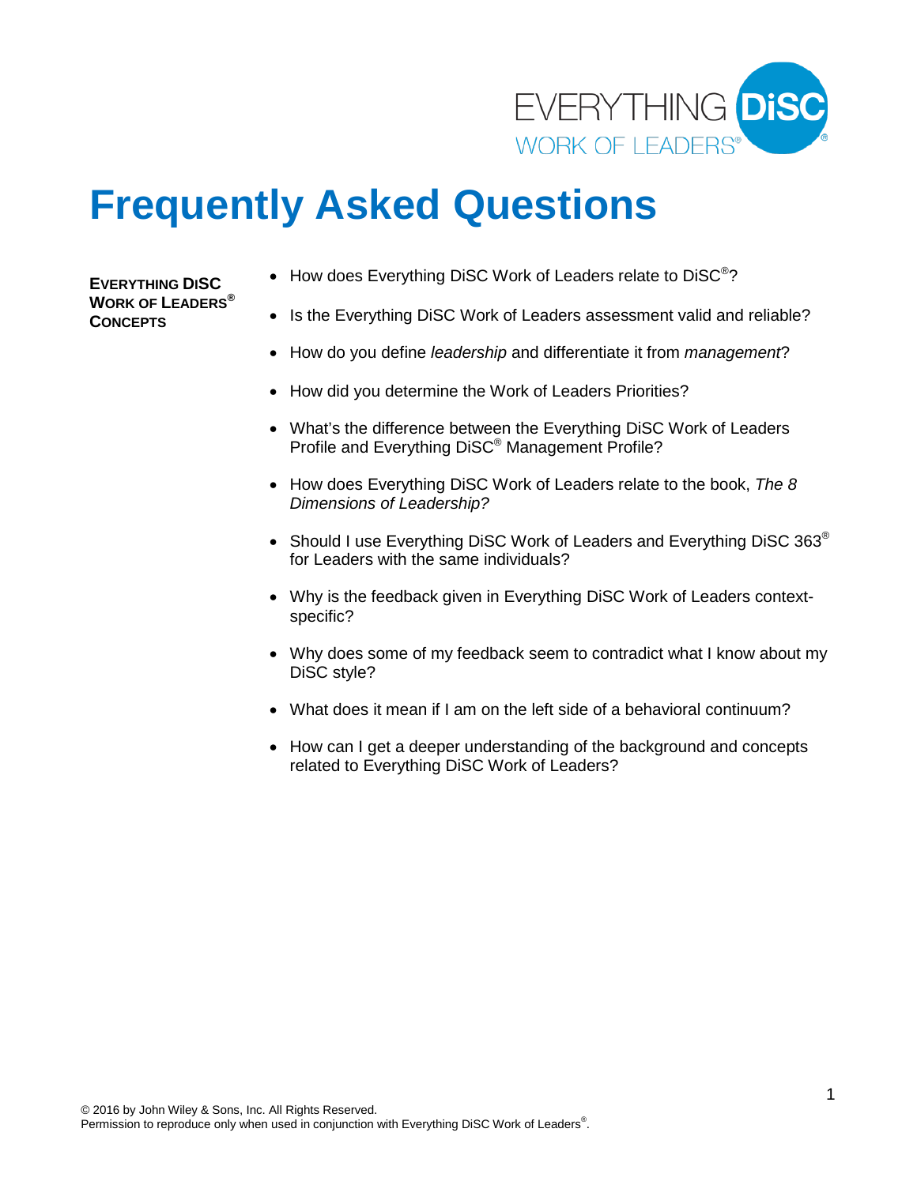# Frequently Asked Questions

**EVERYTHING DISC WORK OF LEADERS® CONCEPTS**

- How does Everything DiSC Work of Leaders relate to DiSC®?
- Is the Everything DiSC Work of Leaders assessment valid and reliable?
- How do you define *leadership* and differentiate it from *management*?
- How did you determine the Work of Leaders Priorities?
- What's the difference between the Everything DiSC Work of Leaders Profile and Everything DiSC® Management Profile?
- How does Everything DiSC Work of Leaders relate to the book, *The 8 Dimensions of Leadership?*
- Should I use Everything DiSC Work of Leaders and Everything DiSC 363® for Leaders with the same individuals?
- Why is the feedback given in Everything DiSC Work of Leaders context-specific?
- Why does some of my feedback seem to contradict what I know about my DiSC style?
- What does it mean if I am on the left side of a behavioral continuum?
- How can I get a deeper understanding of the background and concepts related to Everything DiSC Work of Leaders?

© 2016 by John Wiley & Sons, Inc. All Rights Reserved.
Permission to reproduce only when used in conjunction with Everything DiSC Work of Leaders®.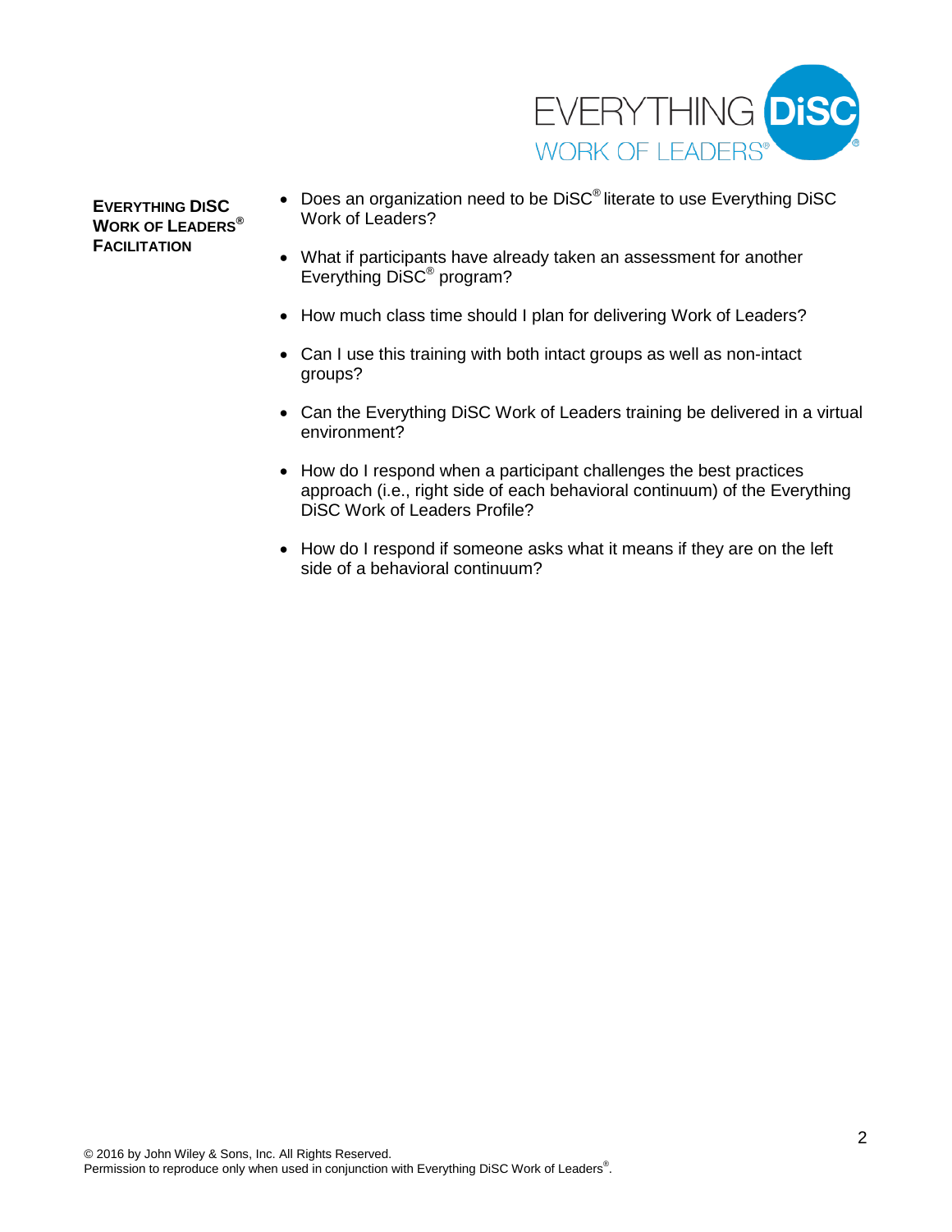**EVERYTHING DiSC WORK OF LEADERS® FACILITATION**

- Does an organization need to be DiSC® literate to use Everything DiSC Work of Leaders?
- What if participants have already taken an assessment for another Everything DiSC® program?
- How much class time should I plan for delivering Work of Leaders?
- Can I use this training with both intact groups as well as non-intact groups?
- Can the Everything DiSC Work of Leaders training be delivered in a virtual environment?
- How do I respond when a participant challenges the best practices approach (i.e., right side of each behavioral continuum) of the Everything DiSC Work of Leaders Profile?
- How do I respond if someone asks what it means if they are on the left side of a behavioral continuum?

© 2016 by John Wiley & Sons, Inc. All Rights Reserved.
Permission to reproduce only when used in conjunction with Everything DiSC Work of Leaders®.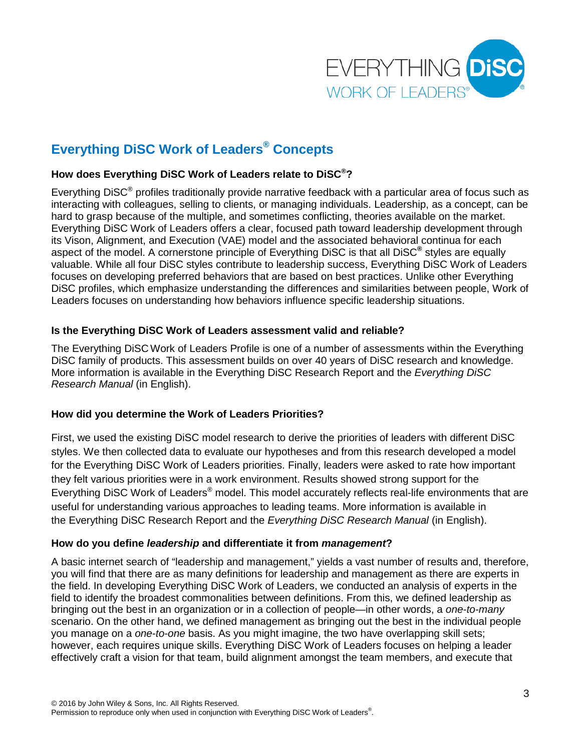## Everything DiSC Work of Leaders® Concepts

### How does Everything DiSC Work of Leaders relate to DiSC®?

Everything DiSC® profiles traditionally provide narrative feedback with a particular area of focus such as interacting with colleagues, selling to clients, or managing individuals. Leadership, as a concept, can be hard to grasp because of the multiple, and sometimes conflicting, theories available on the market. Everything DiSC Work of Leaders offers a clear, focused path toward leadership development through its Vison, Alignment, and Execution (VAE) model and the associated behavioral continua for each aspect of the model. A cornerstone principle of Everything DiSC is that all DiSC® styles are equally valuable. While all four DiSC styles contribute to leadership success, Everything DiSC Work of Leaders focuses on developing preferred behaviors that are based on best practices. Unlike other Everything DiSC profiles, which emphasize understanding the differences and similarities between people, Work of Leaders focuses on understanding how behaviors influence specific leadership situations.

### Is the Everything DiSC Work of Leaders assessment valid and reliable?

The Everything DiSC Work of Leaders Profile is one of a number of assessments within the Everything DiSC family of products. This assessment builds on over 40 years of DiSC research and knowledge. More information is available in the Everything DiSC Research Report and the *Everything DiSC Research Manual* (in English).

### How did you determine the Work of Leaders Priorities?

First, we used the existing DiSC model research to derive the priorities of leaders with different DiSC styles. We then collected data to evaluate our hypotheses and from this research developed a model for the Everything DiSC Work of Leaders priorities. Finally, leaders were asked to rate how important they felt various priorities were in a work environment. Results showed strong support for the Everything DiSC Work of Leaders® model. This model accurately reflects real-life environments that are useful for understanding various approaches to leading teams. More information is available in the Everything DiSC Research Report and the *Everything DiSC Research Manual* (in English).

### How do you define *leadership* and differentiate it from *management*?

A basic internet search of "leadership and management," yields a vast number of results and, therefore, you will find that there are as many definitions for leadership and management as there are experts in the field. In developing Everything DiSC Work of Leaders, we conducted an analysis of experts in the field to identify the broadest commonalities between definitions. From this, we defined leadership as bringing out the best in an organization or in a collection of people—in other words, a *one-to-many* scenario. On the other hand, we defined management as bringing out the best in the individual people you manage on a *one-to-one* basis. As you might imagine, the two have overlapping skill sets; however, each requires unique skills. Everything DiSC Work of Leaders focuses on helping a leader effectively craft a vision for that team, build alignment amongst the team members, and execute that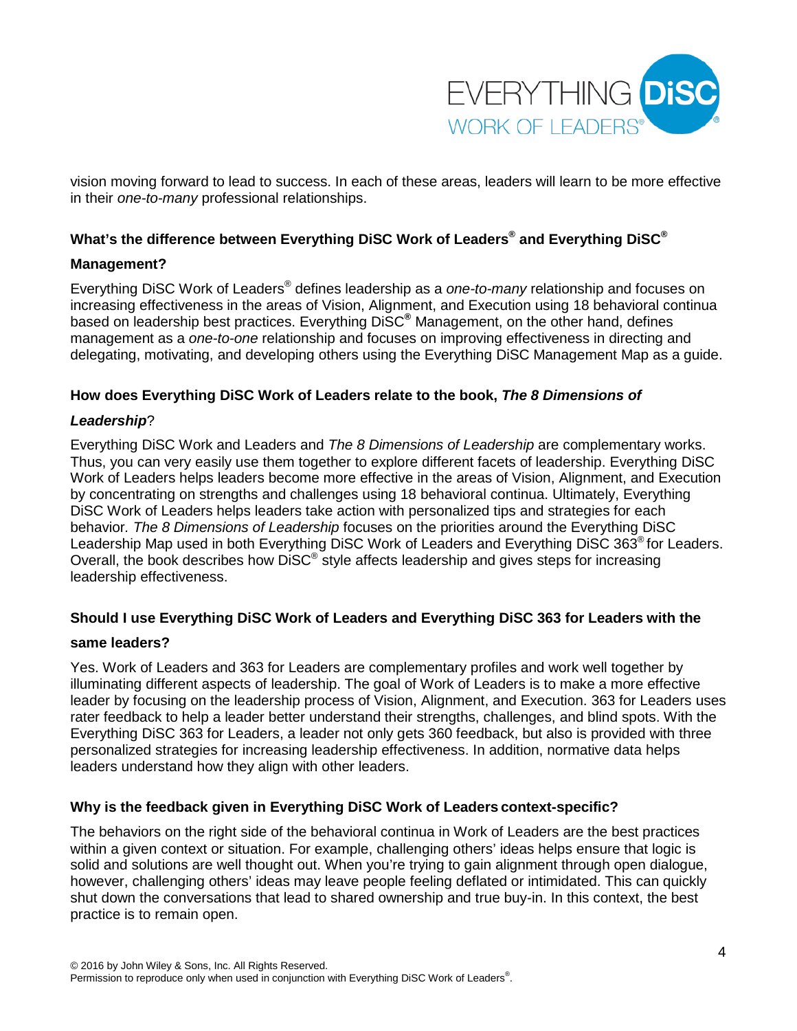vision moving forward to lead to success. In each of these areas, leaders will learn to be more effective in their *one-to-many* professional relationships.

**What's the difference between Everything DiSC Work of Leaders® and Everything DiSC® Management?**

Everything DiSC Work of Leaders® defines leadership as a *one-to-many* relationship and focuses on increasing effectiveness in the areas of Vision, Alignment, and Execution using 18 behavioral continua based on leadership best practices. Everything DiSC® Management, on the other hand, defines management as a *one-to-one* relationship and focuses on improving effectiveness in directing and delegating, motivating, and developing others using the Everything DiSC Management Map as a guide.

**How does Everything DiSC Work of Leaders relate to the book, *The 8 Dimensions of Leadership*?**

Everything DiSC Work and Leaders and *The 8 Dimensions of Leadership* are complementary works. Thus, you can very easily use them together to explore different facets of leadership. Everything DiSC Work of Leaders helps leaders become more effective in the areas of Vision, Alignment, and Execution by concentrating on strengths and challenges using 18 behavioral continua. Ultimately, Everything DiSC Work of Leaders helps leaders take action with personalized tips and strategies for each behavior. *The 8 Dimensions of Leadership* focuses on the priorities around the Everything DiSC Leadership Map used in both Everything DiSC Work of Leaders and Everything DiSC 363® for Leaders. Overall, the book describes how DiSC® style affects leadership and gives steps for increasing leadership effectiveness.

**Should I use Everything DiSC Work of Leaders and Everything DiSC 363 for Leaders with the same leaders?**

Yes. Work of Leaders and 363 for Leaders are complementary profiles and work well together by illuminating different aspects of leadership. The goal of Work of Leaders is to make a more effective leader by focusing on the leadership process of Vision, Alignment, and Execution. 363 for Leaders uses rater feedback to help a leader better understand their strengths, challenges, and blind spots. With the Everything DiSC 363 for Leaders, a leader not only gets 360 feedback, but also is provided with three personalized strategies for increasing leadership effectiveness. In addition, normative data helps leaders understand how they align with other leaders.

**Why is the feedback given in Everything DiSC Work of Leaders context-specific?**

The behaviors on the right side of the behavioral continua in Work of Leaders are the best practices within a given context or situation. For example, challenging others' ideas helps ensure that logic is solid and solutions are well thought out. When you're trying to gain alignment through open dialogue, however, challenging others' ideas may leave people feeling deflated or intimidated. This can quickly shut down the conversations that lead to shared ownership and true buy-in. In this context, the best practice is to remain open.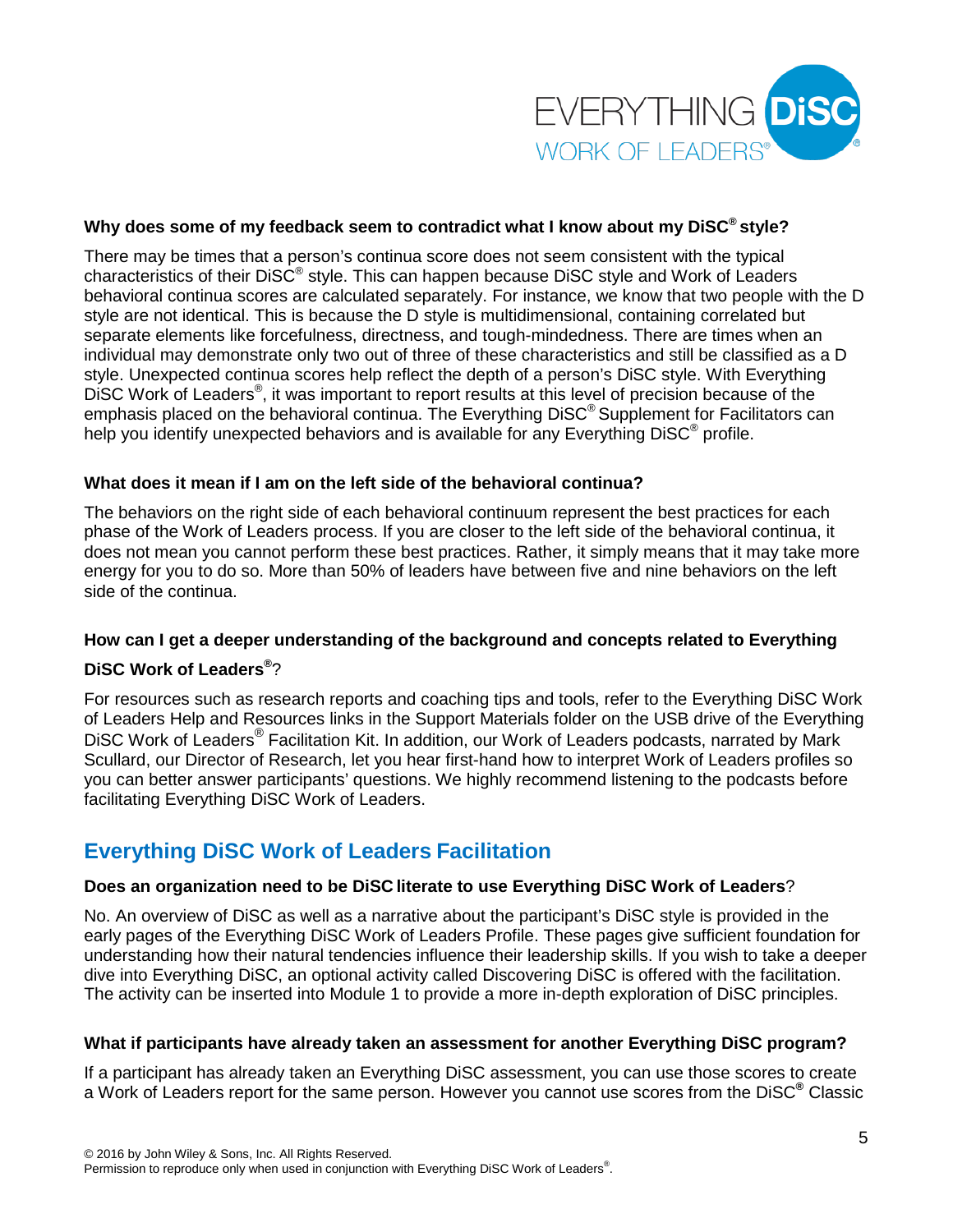**Why does some of my feedback seem to contradict what I know about my DiSC® style?**

There may be times that a person's continua score does not seem consistent with the typical characteristics of their DiSC® style. This can happen because DiSC style and Work of Leaders behavioral continua scores are calculated separately. For instance, we know that two people with the D style are not identical. This is because the D style is multidimensional, containing correlated but separate elements like forcefulness, directness, and tough-mindedness. There are times when an individual may demonstrate only two out of three of these characteristics and still be classified as a D style. Unexpected continua scores help reflect the depth of a person's DiSC style. With Everything DiSC Work of Leaders®, it was important to report results at this level of precision because of the emphasis placed on the behavioral continua. The Everything DiSC® Supplement for Facilitators can help you identify unexpected behaviors and is available for any Everything DiSC® profile.

**What does it mean if I am on the left side of the behavioral continua?**

The behaviors on the right side of each behavioral continuum represent the best practices for each phase of the Work of Leaders process. If you are closer to the left side of the behavioral continua, it does not mean you cannot perform these best practices. Rather, it simply means that it may take more energy for you to do so. More than 50% of leaders have between five and nine behaviors on the left side of the continua.

**How can I get a deeper understanding of the background and concepts related to Everything DiSC Work of Leaders®?**

For resources such as research reports and coaching tips and tools, refer to the Everything DiSC Work of Leaders Help and Resources links in the Support Materials folder on the USB drive of the Everything DiSC Work of Leaders® Facilitation Kit. In addition, our Work of Leaders podcasts, narrated by Mark Scullard, our Director of Research, let you hear first-hand how to interpret Work of Leaders profiles so you can better answer participants' questions. We highly recommend listening to the podcasts before facilitating Everything DiSC Work of Leaders.

## Everything DiSC Work of Leaders Facilitation

**Does an organization need to be DiSC literate to use Everything DiSC Work of Leaders?**

No. An overview of DiSC as well as a narrative about the participant's DiSC style is provided in the early pages of the Everything DiSC Work of Leaders Profile. These pages give sufficient foundation for understanding how their natural tendencies influence their leadership skills. If you wish to take a deeper dive into Everything DiSC, an optional activity called Discovering DiSC is offered with the facilitation. The activity can be inserted into Module 1 to provide a more in-depth exploration of DiSC principles.

**What if participants have already taken an assessment for another Everything DiSC program?**

If a participant has already taken an Everything DiSC assessment, you can use those scores to create a Work of Leaders report for the same person. However you cannot use scores from the DiSC® Classic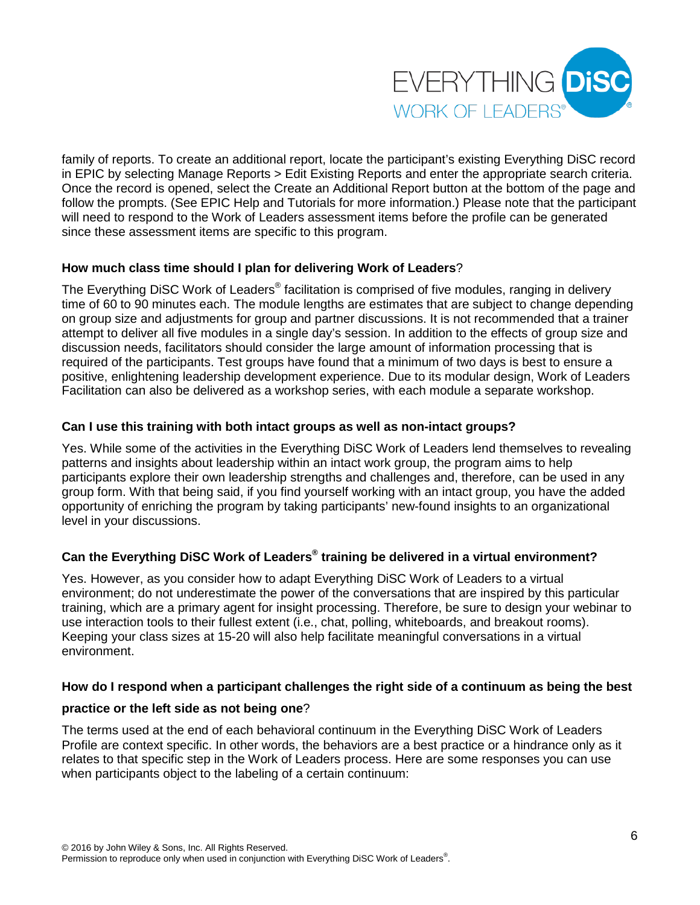family of reports. To create an additional report, locate the participant's existing Everything DiSC record in EPIC by selecting Manage Reports > Edit Existing Reports and enter the appropriate search criteria. Once the record is opened, select the Create an Additional Report button at the bottom of the page and follow the prompts. (See EPIC Help and Tutorials for more information.) Please note that the participant will need to respond to the Work of Leaders assessment items before the profile can be generated since these assessment items are specific to this program.

**How much class time should I plan for delivering Work of Leaders?**

The Everything DiSC Work of Leaders® facilitation is comprised of five modules, ranging in delivery time of 60 to 90 minutes each. The module lengths are estimates that are subject to change depending on group size and adjustments for group and partner discussions. It is not recommended that a trainer attempt to deliver all five modules in a single day's session. In addition to the effects of group size and discussion needs, facilitators should consider the large amount of information processing that is required of the participants. Test groups have found that a minimum of two days is best to ensure a positive, enlightening leadership development experience. Due to its modular design, Work of Leaders Facilitation can also be delivered as a workshop series, with each module a separate workshop.

**Can I use this training with both intact groups as well as non-intact groups?**

Yes. While some of the activities in the Everything DiSC Work of Leaders lend themselves to revealing patterns and insights about leadership within an intact work group, the program aims to help participants explore their own leadership strengths and challenges and, therefore, can be used in any group form. With that being said, if you find yourself working with an intact group, you have the added opportunity of enriching the program by taking participants' new-found insights to an organizational level in your discussions.

**Can the Everything DiSC Work of Leaders® training be delivered in a virtual environment?**

Yes. However, as you consider how to adapt Everything DiSC Work of Leaders to a virtual environment; do not underestimate the power of the conversations that are inspired by this particular training, which are a primary agent for insight processing. Therefore, be sure to design your webinar to use interaction tools to their fullest extent (i.e., chat, polling, whiteboards, and breakout rooms). Keeping your class sizes at 15-20 will also help facilitate meaningful conversations in a virtual environment.

**How do I respond when a participant challenges the right side of a continuum as being the best practice or the left side as not being one?**

The terms used at the end of each behavioral continuum in the Everything DiSC Work of Leaders Profile are context specific. In other words, the behaviors are a best practice or a hindrance only as it relates to that specific step in the Work of Leaders process. Here are some responses you can use when participants object to the labeling of a certain continuum: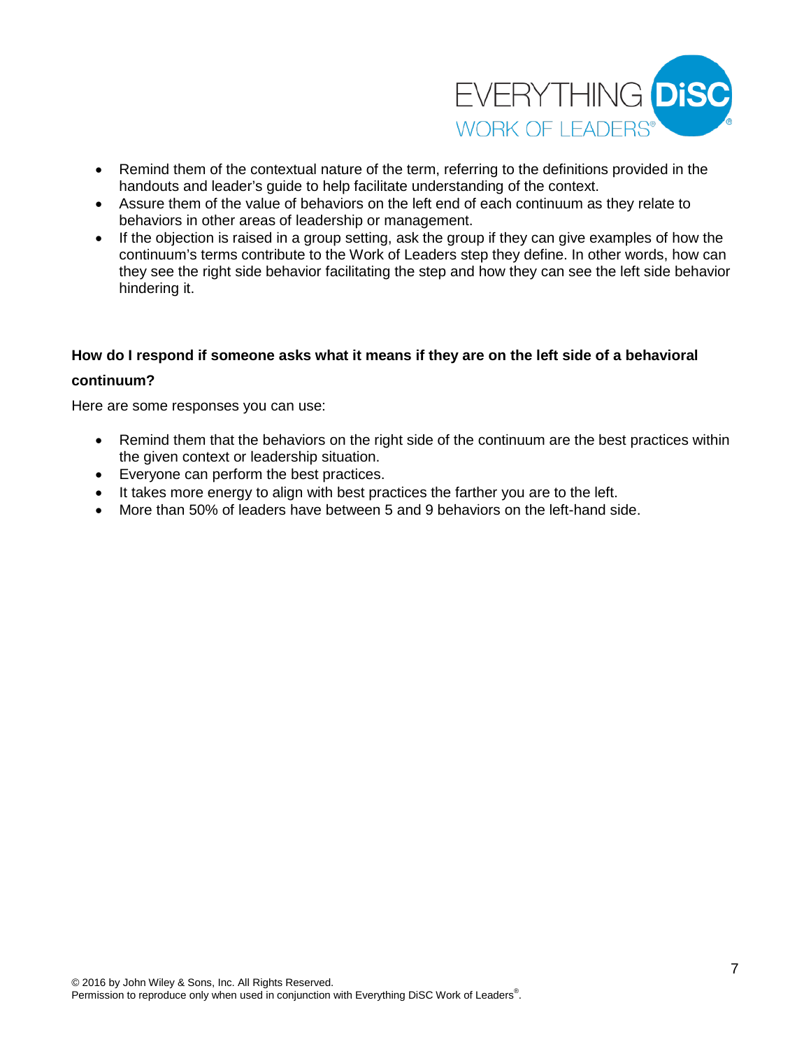- Remind them of the contextual nature of the term, referring to the definitions provided in the handouts and leader's guide to help facilitate understanding of the context.
- Assure them of the value of behaviors on the left end of each continuum as they relate to behaviors in other areas of leadership or management.
- If the objection is raised in a group setting, ask the group if they can give examples of how the continuum's terms contribute to the Work of Leaders step they define. In other words, how can they see the right side behavior facilitating the step and how they can see the left side behavior hindering it.

**How do I respond if someone asks what it means if they are on the left side of a behavioral continuum?**

Here are some responses you can use:

- Remind them that the behaviors on the right side of the continuum are the best practices within the given context or leadership situation.
- Everyone can perform the best practices.
- It takes more energy to align with best practices the farther you are to the left.
- More than 50% of leaders have between 5 and 9 behaviors on the left-hand side.

© 2016 by John Wiley & Sons, Inc. All Rights Reserved.
Permission to reproduce only when used in conjunction with Everything DiSC Work of Leaders®.